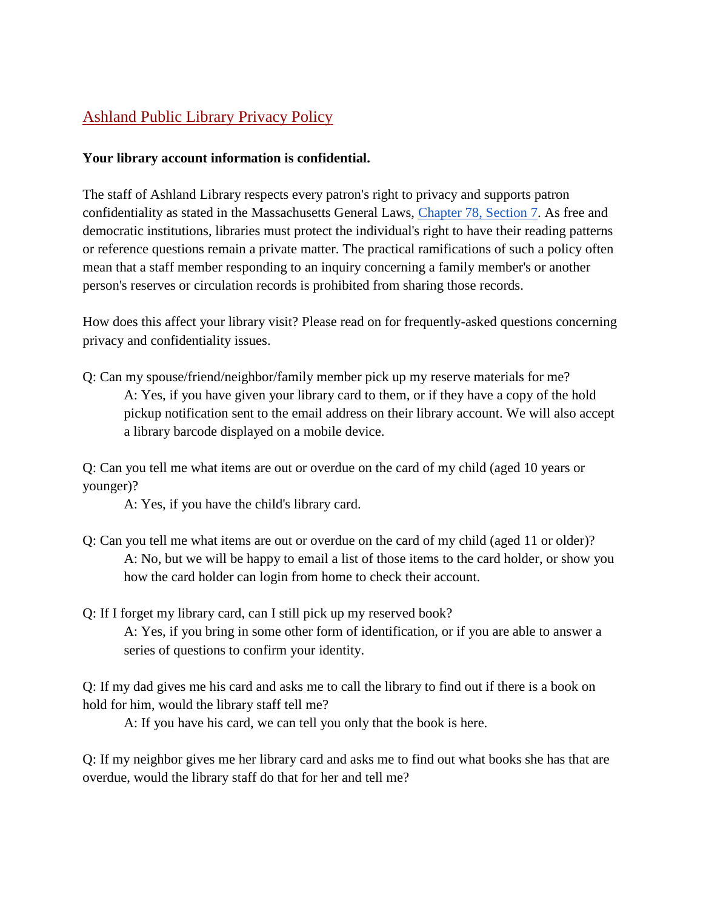# [Ashland Public Library Privacy Policy]

**Your library account information is confidential.**

The staff of Ashland Library respects every patron's right to privacy and supports patron confidentiality as stated in the Massachusetts General Laws, [Chapter 78, Section 7]. As free and democratic institutions, libraries must protect the individual's right to have their reading patterns or reference questions remain a private matter. The practical ramifications of such a policy often mean that a staff member responding to an inquiry concerning a family member's or another person's reserves or circulation records is prohibited from sharing those records.

How does this affect your library visit? Please read on for frequently-asked questions concerning privacy and confidentiality issues.

Q: Can my spouse/friend/neighbor/family member pick up my reserve materials for me?

> A: Yes, if you have given your library card to them, or if they have a copy of the hold pickup notification sent to the email address on their library account. We will also accept a library barcode displayed on a mobile device.

Q: Can you tell me what items are out or overdue on the card of my child (aged 10 years or younger)?

> A: Yes, if you have the child's library card.

Q: Can you tell me what items are out or overdue on the card of my child (aged 11 or older)?

> A: No, but we will be happy to email a list of those items to the card holder, or show you how the card holder can login from home to check their account.

Q: If I forget my library card, can I still pick up my reserved book?

> A: Yes, if you bring in some other form of identification, or if you are able to answer a series of questions to confirm your identity.

Q: If my dad gives me his card and asks me to call the library to find out if there is a book on hold for him, would the library staff tell me?

> A: If you have his card, we can tell you only that the book is here.

Q: If my neighbor gives me her library card and asks me to find out what books she has that are overdue, would the library staff do that for her and tell me?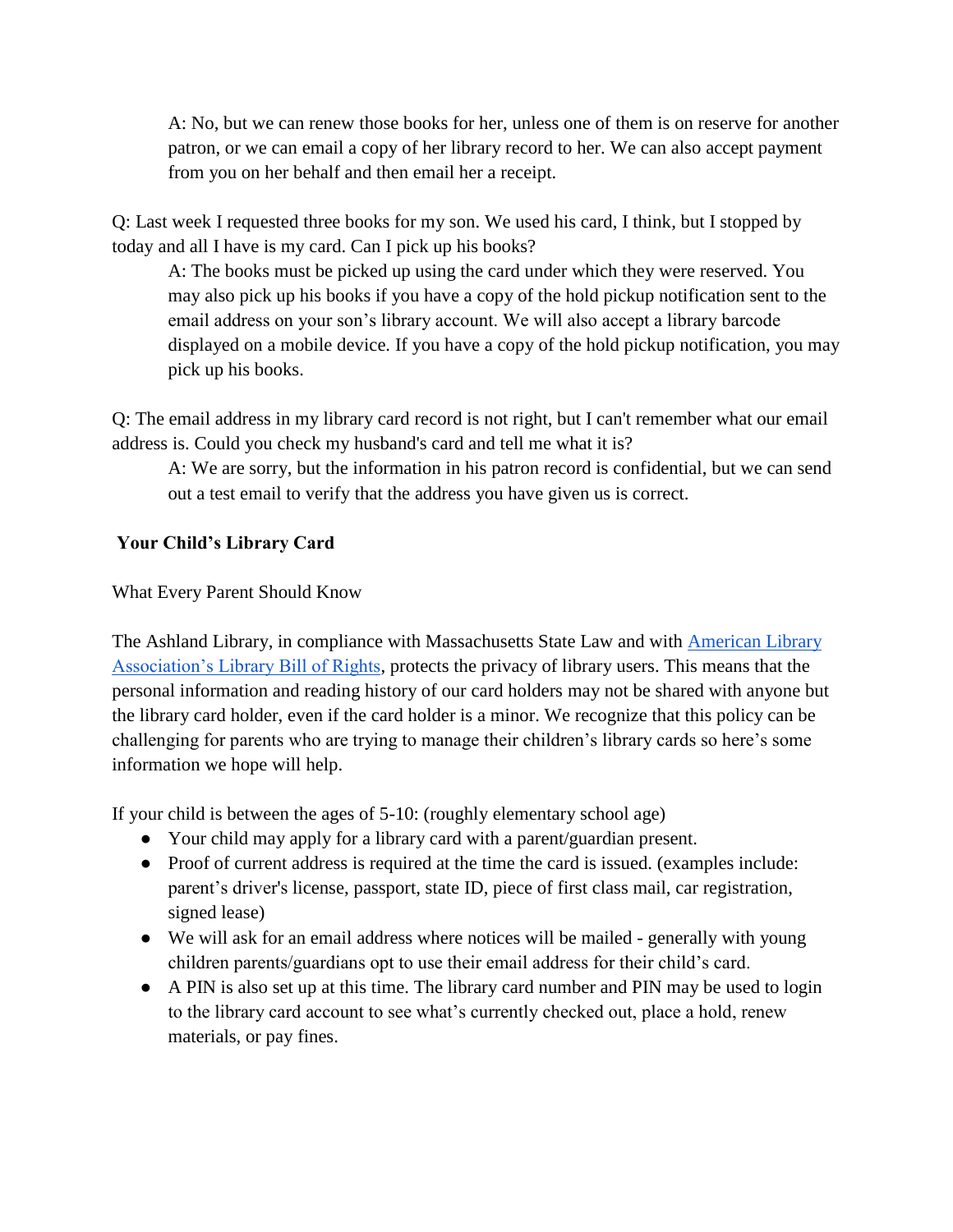A: No, but we can renew those books for her, unless one of them is on reserve for another patron, or we can email a copy of her library record to her. We can also accept payment from you on her behalf and then email her a receipt.

Q: Last week I requested three books for my son. We used his card, I think, but I stopped by today and all I have is my card. Can I pick up his books?

A: The books must be picked up using the card under which they were reserved. You may also pick up his books if you have a copy of the hold pickup notification sent to the email address on your son's library account. We will also accept a library barcode displayed on a mobile device. If you have a copy of the hold pickup notification, you may pick up his books.

Q: The email address in my library card record is not right, but I can't remember what our email address is. Could you check my husband's card and tell me what it is?

A: We are sorry, but the information in his patron record is confidential, but we can send out a test email to verify that the address you have given us is correct.

## Your Child's Library Card

What Every Parent Should Know

The Ashland Library, in compliance with Massachusetts State Law and with American Library Association's Library Bill of Rights, protects the privacy of library users. This means that the personal information and reading history of our card holders may not be shared with anyone but the library card holder, even if the card holder is a minor. We recognize that this policy can be challenging for parents who are trying to manage their children's library cards so here's some information we hope will help.

If your child is between the ages of 5-10: (roughly elementary school age)

- Your child may apply for a library card with a parent/guardian present.
- Proof of current address is required at the time the card is issued. (examples include: parent's driver's license, passport, state ID, piece of first class mail, car registration, signed lease)
- We will ask for an email address where notices will be mailed - generally with young children parents/guardians opt to use their email address for their child's card.
- A PIN is also set up at this time. The library card number and PIN may be used to login to the library card account to see what's currently checked out, place a hold, renew materials, or pay fines.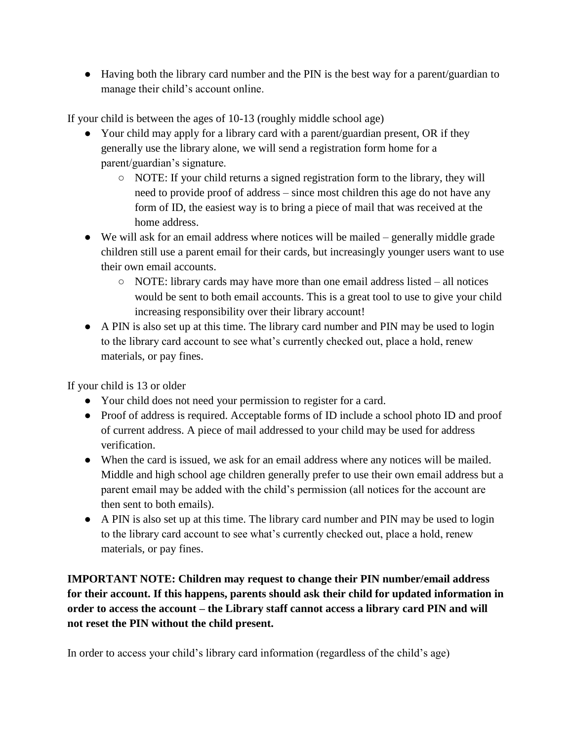- Having both the library card number and the PIN is the best way for a parent/guardian to manage their child's account online.

If your child is between the ages of 10-13 (roughly middle school age)

- Your child may apply for a library card with a parent/guardian present, OR if they generally use the library alone, we will send a registration form home for a parent/guardian's signature.
  - NOTE: If your child returns a signed registration form to the library, they will need to provide proof of address – since most children this age do not have any form of ID, the easiest way is to bring a piece of mail that was received at the home address.
- We will ask for an email address where notices will be mailed – generally middle grade children still use a parent email for their cards, but increasingly younger users want to use their own email accounts.
  - NOTE: library cards may have more than one email address listed – all notices would be sent to both email accounts. This is a great tool to use to give your child increasing responsibility over their library account!
- A PIN is also set up at this time. The library card number and PIN may be used to login to the library card account to see what's currently checked out, place a hold, renew materials, or pay fines.

If your child is 13 or older

- Your child does not need your permission to register for a card.
- Proof of address is required. Acceptable forms of ID include a school photo ID and proof of current address. A piece of mail addressed to your child may be used for address verification.
- When the card is issued, we ask for an email address where any notices will be mailed. Middle and high school age children generally prefer to use their own email address but a parent email may be added with the child's permission (all notices for the account are then sent to both emails).
- A PIN is also set up at this time. The library card number and PIN may be used to login to the library card account to see what's currently checked out, place a hold, renew materials, or pay fines.

**IMPORTANT NOTE: Children may request to change their PIN number/email address for their account. If this happens, parents should ask their child for updated information in order to access the account – the Library staff cannot access a library card PIN and will not reset the PIN without the child present.**

In order to access your child's library card information (regardless of the child's age)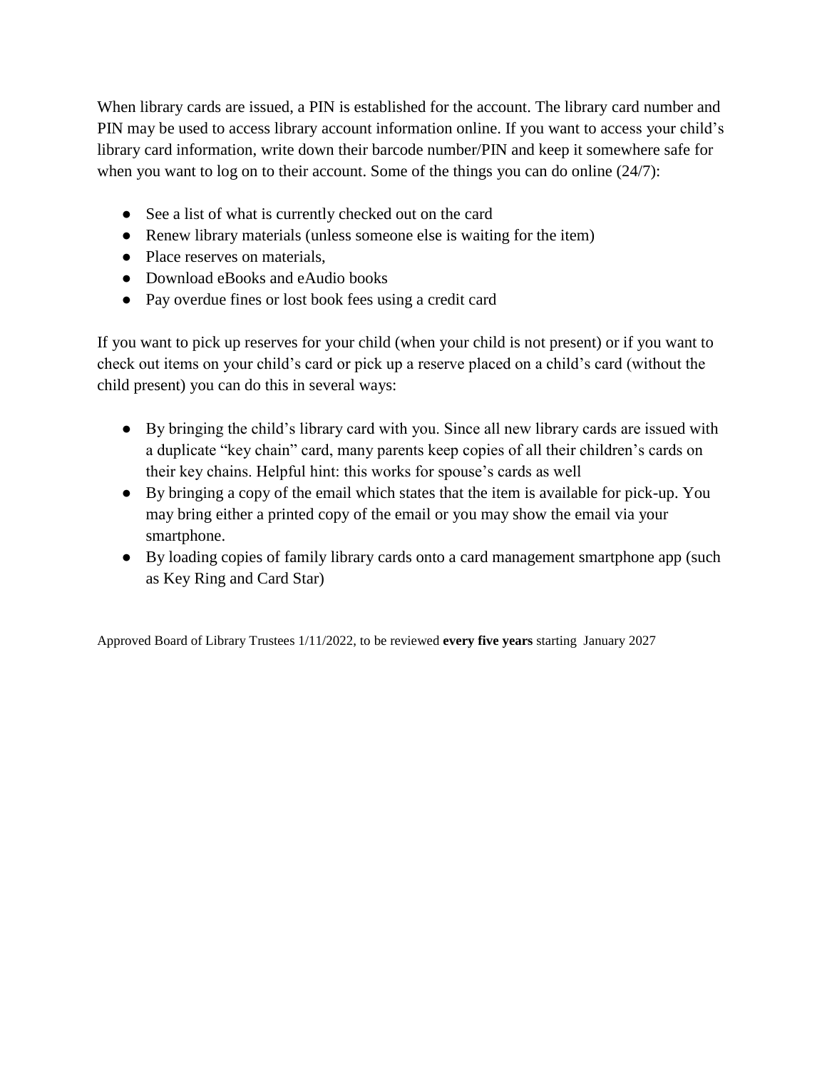When library cards are issued, a PIN is established for the account. The library card number and PIN may be used to access library account information online. If you want to access your child's library card information, write down their barcode number/PIN and keep it somewhere safe for when you want to log on to their account. Some of the things you can do online (24/7):

- See a list of what is currently checked out on the card
- Renew library materials (unless someone else is waiting for the item)
- Place reserves on materials,
- Download eBooks and eAudio books
- Pay overdue fines or lost book fees using a credit card

If you want to pick up reserves for your child (when your child is not present) or if you want to check out items on your child's card or pick up a reserve placed on a child's card (without the child present) you can do this in several ways:

- By bringing the child's library card with you. Since all new library cards are issued with a duplicate "key chain" card, many parents keep copies of all their children's cards on their key chains. Helpful hint: this works for spouse's cards as well
- By bringing a copy of the email which states that the item is available for pick-up. You may bring either a printed copy of the email or you may show the email via your smartphone.
- By loading copies of family library cards onto a card management smartphone app (such as Key Ring and Card Star)

Approved Board of Library Trustees 1/11/2022, to be reviewed **every five years** starting January 2027